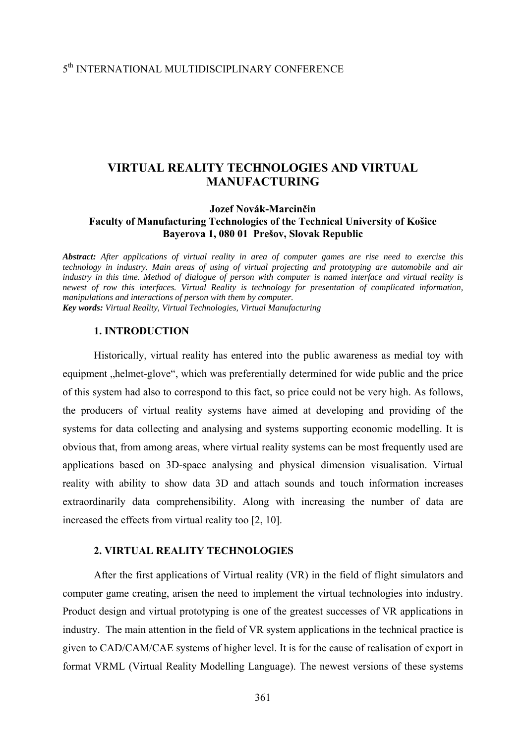5th INTERNATIONAL MULTIDISCIPLINARY CONFERENCE

# VIRTUAL REALITY TECHNOLOGIES AND VIRTUAL MANUFACTURING

**Jozef Novák-Marcinčin**
**Faculty of Manufacturing Technologies of the Technical University of Košice**
**Bayerova 1, 080 01 Prešov, Slovak Republic**

***Abstract:*** *After applications of virtual reality in area of computer games are rise need to exercise this technology in industry. Main areas of using of virtual projecting and prototyping are automobile and air industry in this time. Method of dialogue of person with computer is named interface and virtual reality is newest of row this interfaces. Virtual Reality is technology for presentation of complicated information, manipulations and interactions of person with them by computer.*
***Key words:*** *Virtual Reality, Virtual Technologies, Virtual Manufacturing*

## 1. INTRODUCTION

Historically, virtual reality has entered into the public awareness as medial toy with equipment „helmet-glove", which was preferentially determined for wide public and the price of this system had also to correspond to this fact, so price could not be very high. As follows, the producers of virtual reality systems have aimed at developing and providing of the systems for data collecting and analysing and systems supporting economic modelling. It is obvious that, from among areas, where virtual reality systems can be most frequently used are applications based on 3D-space analysing and physical dimension visualisation. Virtual reality with ability to show data 3D and attach sounds and touch information increases extraordinarily data comprehensibility. Along with increasing the number of data are increased the effects from virtual reality too [2, 10].

## 2. VIRTUAL REALITY TECHNOLOGIES

After the first applications of Virtual reality (VR) in the field of flight simulators and computer game creating, arisen the need to implement the virtual technologies into industry. Product design and virtual prototyping is one of the greatest successes of VR applications in industry. The main attention in the field of VR system applications in the technical practice is given to CAD/CAM/CAE systems of higher level. It is for the cause of realisation of export in format VRML (Virtual Reality Modelling Language). The newest versions of these systems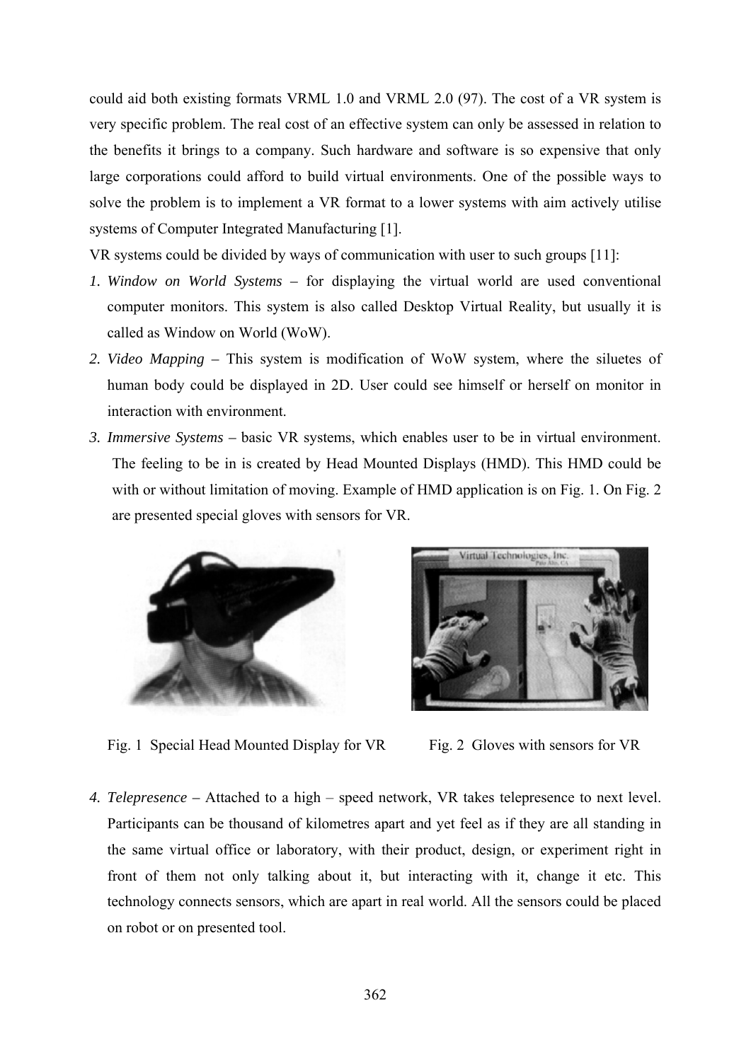could aid both existing formats VRML 1.0 and VRML 2.0 (97). The cost of a VR system is very specific problem. The real cost of an effective system can only be assessed in relation to the benefits it brings to a company. Such hardware and software is so expensive that only large corporations could afford to build virtual environments. One of the possible ways to solve the problem is to implement a VR format to a lower systems with aim actively utilise systems of Computer Integrated Manufacturing [1].

VR systems could be divided by ways of communication with user to such groups [11]:

1. *Window on World Systems* – for displaying the virtual world are used conventional computer monitors. This system is also called Desktop Virtual Reality, but usually it is called as Window on World (WoW).
2. *Video Mapping* – This system is modification of WoW system, where the siluetes of human body could be displayed in 2D. User could see himself or herself on monitor in interaction with environment.
3. *Immersive Systems* – basic VR systems, which enables user to be in virtual environment. The feeling to be in is created by Head Mounted Displays (HMD). This HMD could be with or without limitation of moving. Example of HMD application is on Fig. 1. On Fig. 2 are presented special gloves with sensors for VR.

Fig. 1 Special Head Mounted Display for VR

Fig. 2 Gloves with sensors for VR

4. *Telepresence* – Attached to a high – speed network, VR takes telepresence to next level. Participants can be thousand of kilometres apart and yet feel as if they are all standing in the same virtual office or laboratory, with their product, design, or experiment right in front of them not only talking about it, but interacting with it, change it etc. This technology connects sensors, which are apart in real world. All the sensors could be placed on robot or on presented tool.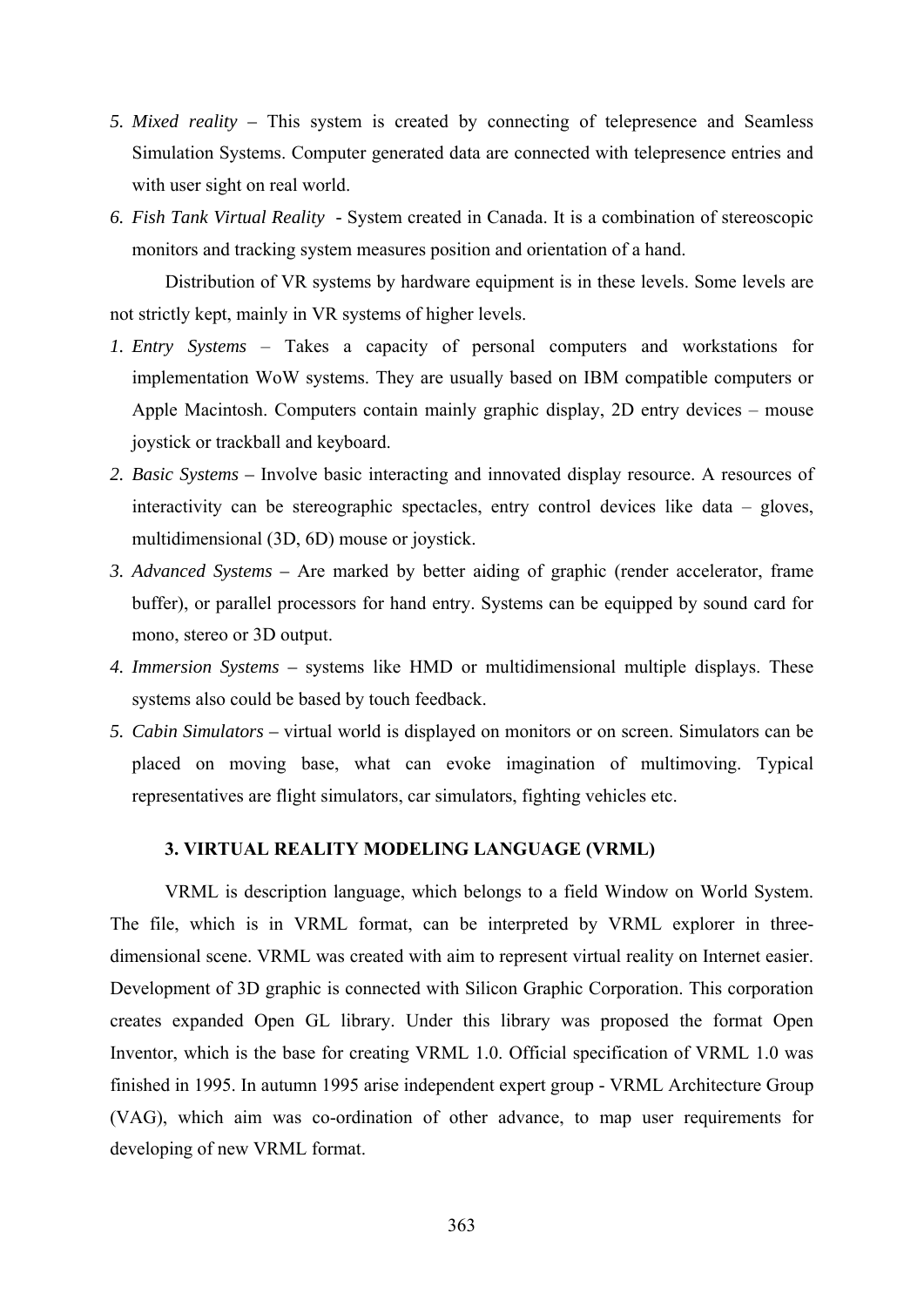5. *Mixed reality* – This system is created by connecting of telepresence and Seamless Simulation Systems. Computer generated data are connected with telepresence entries and with user sight on real world.
6. *Fish Tank Virtual Reality* - System created in Canada. It is a combination of stereoscopic monitors and tracking system measures position and orientation of a hand.

Distribution of VR systems by hardware equipment is in these levels. Some levels are not strictly kept, mainly in VR systems of higher levels.

1. *Entry Systems* – Takes a capacity of personal computers and workstations for implementation WoW systems. They are usually based on IBM compatible computers or Apple Macintosh. Computers contain mainly graphic display, 2D entry devices – mouse joystick or trackball and keyboard.
2. *Basic Systems* – Involve basic interacting and innovated display resource. A resources of interactivity can be stereographic spectacles, entry control devices like data – gloves, multidimensional (3D, 6D) mouse or joystick.
3. *Advanced Systems* – Are marked by better aiding of graphic (render accelerator, frame buffer), or parallel processors for hand entry. Systems can be equipped by sound card for mono, stereo or 3D output.
4. *Immersion Systems* – systems like HMD or multidimensional multiple displays. These systems also could be based by touch feedback.
5. *Cabin Simulators* – virtual world is displayed on monitors or on screen. Simulators can be placed on moving base, what can evoke imagination of multimoving. Typical representatives are flight simulators, car simulators, fighting vehicles etc.

## 3. VIRTUAL REALITY MODELING LANGUAGE (VRML)

VRML is description language, which belongs to a field Window on World System. The file, which is in VRML format, can be interpreted by VRML explorer in three-dimensional scene. VRML was created with aim to represent virtual reality on Internet easier. Development of 3D graphic is connected with Silicon Graphic Corporation. This corporation creates expanded Open GL library. Under this library was proposed the format Open Inventor, which is the base for creating VRML 1.0. Official specification of VRML 1.0 was finished in 1995. In autumn 1995 arise independent expert group - VRML Architecture Group (VAG), which aim was co-ordination of other advance, to map user requirements for developing of new VRML format.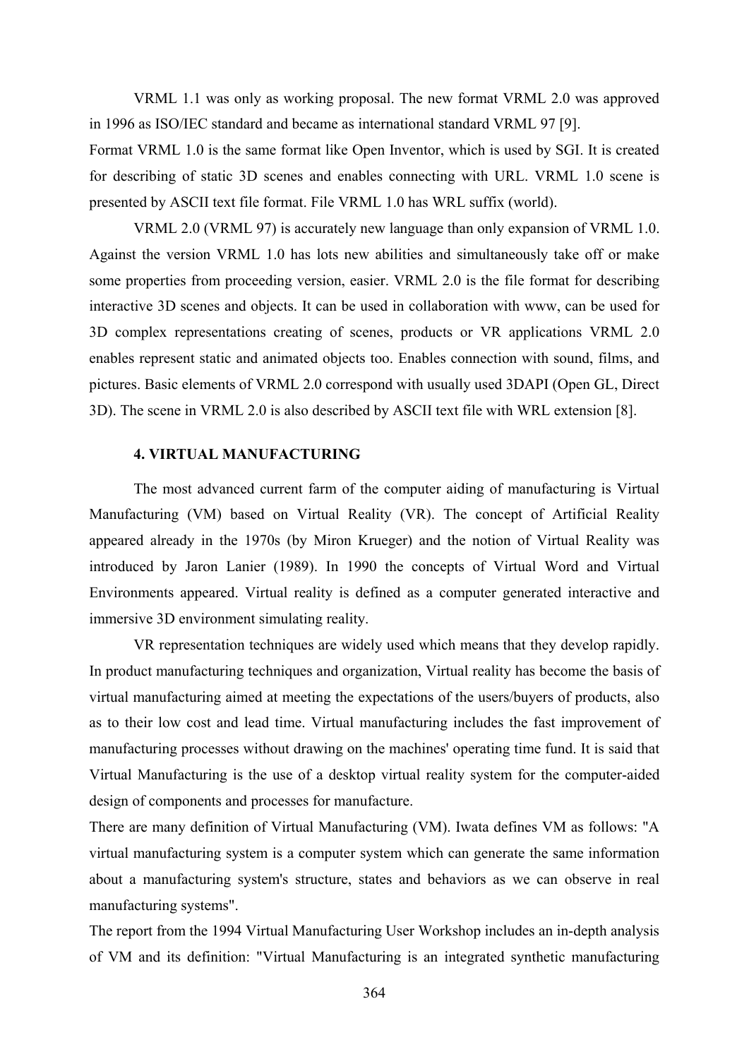VRML 1.1 was only as working proposal. The new format VRML 2.0 was approved in 1996 as ISO/IEC standard and became as international standard VRML 97 [9].

Format VRML 1.0 is the same format like Open Inventor, which is used by SGI. It is created for describing of static 3D scenes and enables connecting with URL. VRML 1.0 scene is presented by ASCII text file format. File VRML 1.0 has WRL suffix (world).

VRML 2.0 (VRML 97) is accurately new language than only expansion of VRML 1.0. Against the version VRML 1.0 has lots new abilities and simultaneously take off or make some properties from proceeding version, easier. VRML 2.0 is the file format for describing interactive 3D scenes and objects. It can be used in collaboration with www, can be used for 3D complex representations creating of scenes, products or VR applications VRML 2.0 enables represent static and animated objects too. Enables connection with sound, films, and pictures. Basic elements of VRML 2.0 correspond with usually used 3DAPI (Open GL, Direct 3D). The scene in VRML 2.0 is also described by ASCII text file with WRL extension [8].

## 4. VIRTUAL MANUFACTURING

The most advanced current farm of the computer aiding of manufacturing is Virtual Manufacturing (VM) based on Virtual Reality (VR). The concept of Artificial Reality appeared already in the 1970s (by Miron Krueger) and the notion of Virtual Reality was introduced by Jaron Lanier (1989). In 1990 the concepts of Virtual Word and Virtual Environments appeared. Virtual reality is defined as a computer generated interactive and immersive 3D environment simulating reality.

VR representation techniques are widely used which means that they develop rapidly. In product manufacturing techniques and organization, Virtual reality has become the basis of virtual manufacturing aimed at meeting the expectations of the users/buyers of products, also as to their low cost and lead time. Virtual manufacturing includes the fast improvement of manufacturing processes without drawing on the machines' operating time fund. It is said that Virtual Manufacturing is the use of a desktop virtual reality system for the computer-aided design of components and processes for manufacture.

There are many definition of Virtual Manufacturing (VM). Iwata defines VM as follows: "A virtual manufacturing system is a computer system which can generate the same information about a manufacturing system's structure, states and behaviors as we can observe in real manufacturing systems".

The report from the 1994 Virtual Manufacturing User Workshop includes an in-depth analysis of VM and its definition: "Virtual Manufacturing is an integrated synthetic manufacturing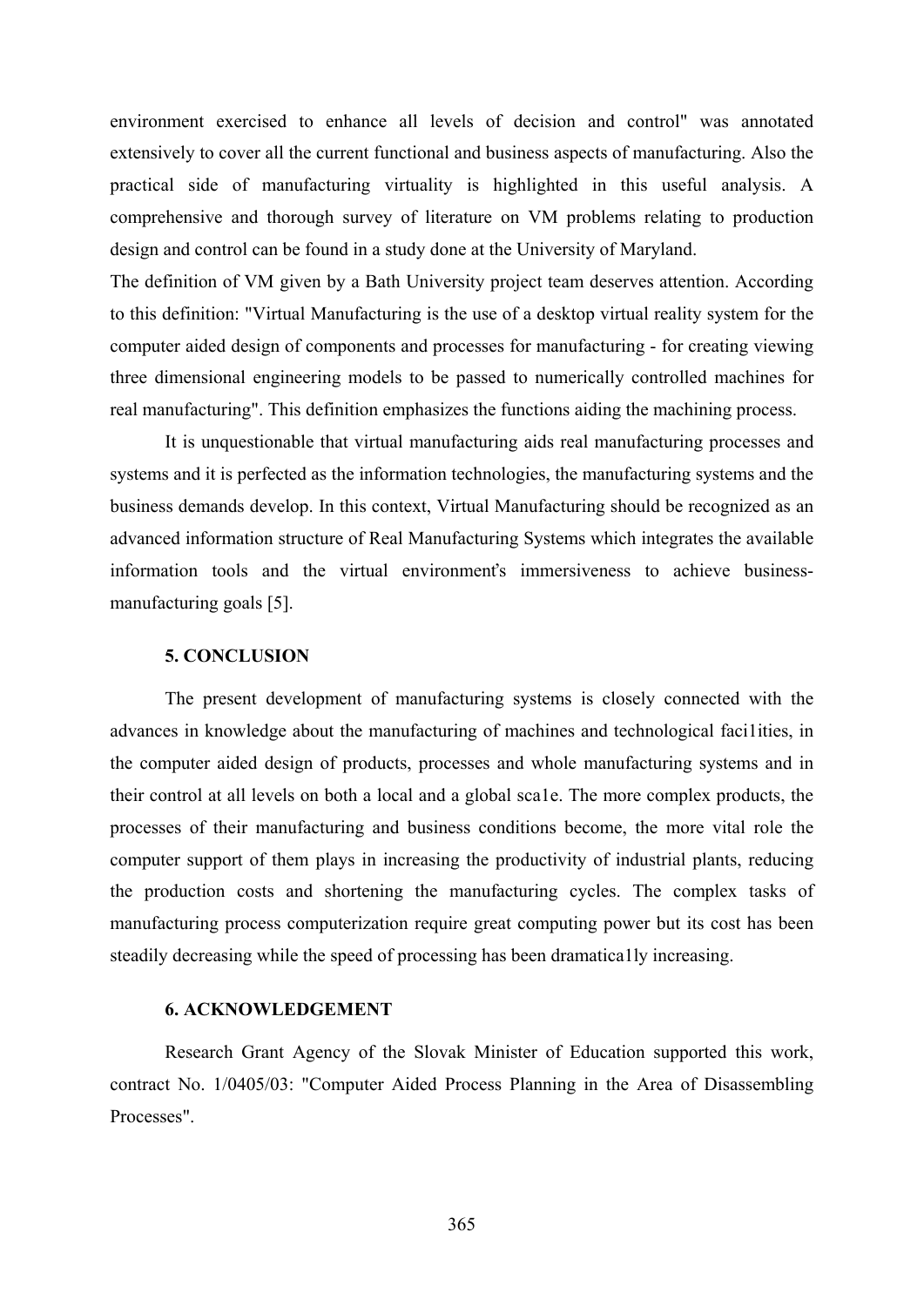environment exercised to enhance all levels of decision and control" was annotated extensively to cover all the current functional and business aspects of manufacturing. Also the practical side of manufacturing virtuality is highlighted in this useful analysis. A comprehensive and thorough survey of literature on VM problems relating to production design and control can be found in a study done at the University of Maryland.

The definition of VM given by a Bath University project team deserves attention. According to this definition: "Virtual Manufacturing is the use of a desktop virtual reality system for the computer aided design of components and processes for manufacturing - for creating viewing three dimensional engineering models to be passed to numerically controlled machines for real manufacturing". This definition emphasizes the functions aiding the machining process.

It is unquestionable that virtual manufacturing aids real manufacturing processes and systems and it is perfected as the information technologies, the manufacturing systems and the business demands develop. In this context, Virtual Manufacturing should be recognized as an advanced information structure of Real Manufacturing Systems which integrates the available information tools and the virtual environment's immersiveness to achieve business-manufacturing goals [5].

## 5. CONCLUSION

The present development of manufacturing systems is closely connected with the advances in knowledge about the manufacturing of machines and technological faci1ities, in the computer aided design of products, processes and whole manufacturing systems and in their control at all levels on both a local and a global sca1e. The more complex products, the processes of their manufacturing and business conditions become, the more vital role the computer support of them plays in increasing the productivity of industrial plants, reducing the production costs and shortening the manufacturing cycles. The complex tasks of manufacturing process computerization require great computing power but its cost has been steadily decreasing while the speed of processing has been dramatica1ly increasing.

## 6. ACKNOWLEDGEMENT

Research Grant Agency of the Slovak Minister of Education supported this work, contract No. 1/0405/03: "Computer Aided Process Planning in the Area of Disassembling Processes".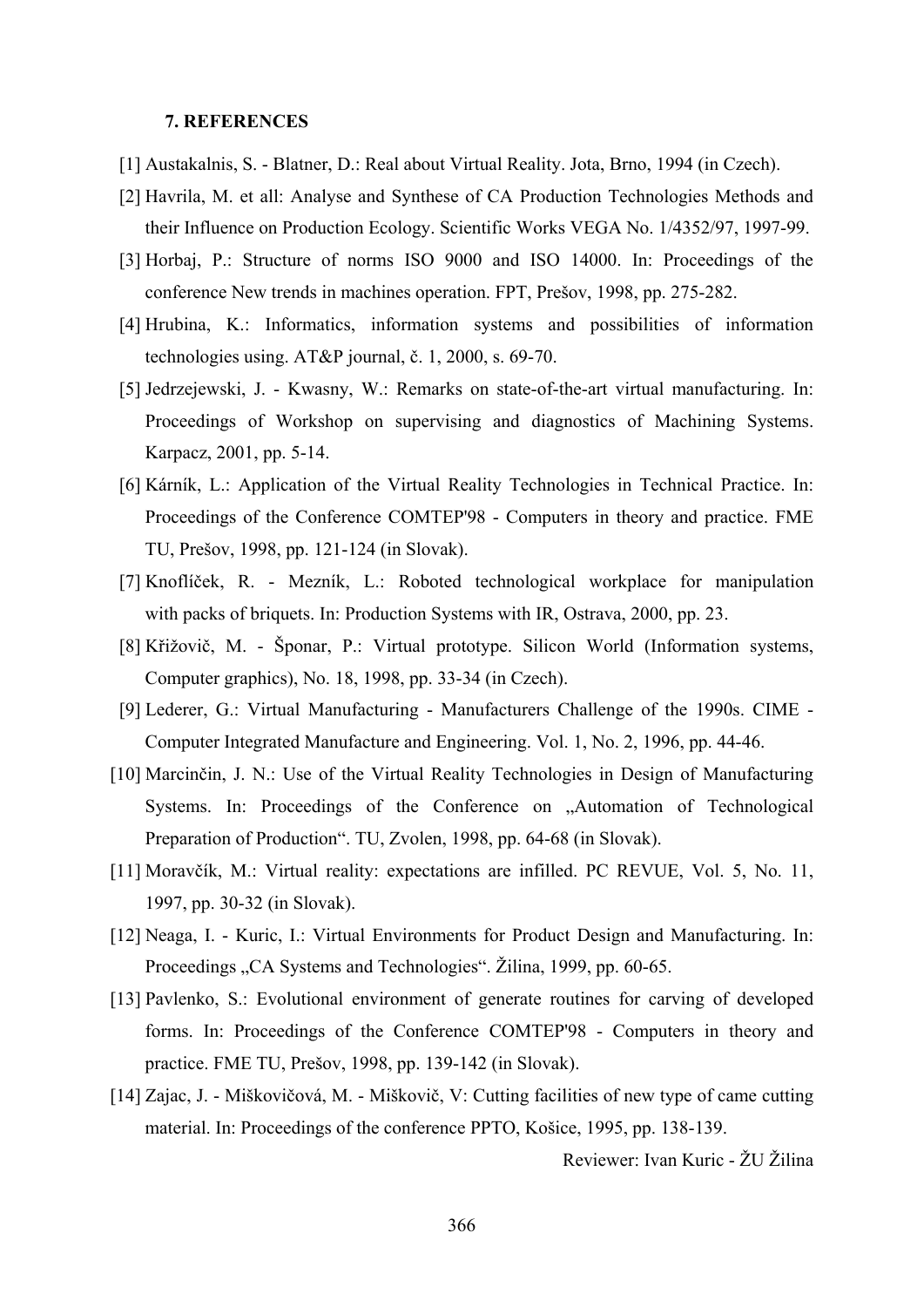## 7. REFERENCES

[1] Austakalnis, S. - Blatner, D.: Real about Virtual Reality. Jota, Brno, 1994 (in Czech).

[2] Havrila, M. et all: Analyse and Synthese of CA Production Technologies Methods and their Influence on Production Ecology. Scientific Works VEGA No. 1/4352/97, 1997-99.

[3] Horbaj, P.: Structure of norms ISO 9000 and ISO 14000. In: Proceedings of the conference New trends in machines operation. FPT, Prešov, 1998, pp. 275-282.

[4] Hrubina, K.: Informatics, information systems and possibilities of information technologies using. AT&P journal, č. 1, 2000, s. 69-70.

[5] Jedrzejewski, J. - Kwasny, W.: Remarks on state-of-the-art virtual manufacturing. In: Proceedings of Workshop on supervising and diagnostics of Machining Systems. Karpacz, 2001, pp. 5-14.

[6] Kárník, L.: Application of the Virtual Reality Technologies in Technical Practice. In: Proceedings of the Conference COMTEP'98 - Computers in theory and practice. FME TU, Prešov, 1998, pp. 121-124 (in Slovak).

[7] Knoflíček, R. - Mezník, L.: Roboted technological workplace for manipulation with packs of briquets. In: Production Systems with IR, Ostrava, 2000, pp. 23.

[8] Křižovič, M. - Šponar, P.: Virtual prototype. Silicon World (Information systems, Computer graphics), No. 18, 1998, pp. 33-34 (in Czech).

[9] Lederer, G.: Virtual Manufacturing - Manufacturers Challenge of the 1990s. CIME - Computer Integrated Manufacture and Engineering. Vol. 1, No. 2, 1996, pp. 44-46.

[10] Marcinčin, J. N.: Use of the Virtual Reality Technologies in Design of Manufacturing Systems. In: Proceedings of the Conference on „Automation of Technological Preparation of Production". TU, Zvolen, 1998, pp. 64-68 (in Slovak).

[11] Moravčík, M.: Virtual reality: expectations are infilled. PC REVUE, Vol. 5, No. 11, 1997, pp. 30-32 (in Slovak).

[12] Neaga, I. - Kuric, I.: Virtual Environments for Product Design and Manufacturing. In: Proceedings „CA Systems and Technologies". Žilina, 1999, pp. 60-65.

[13] Pavlenko, S.: Evolutional environment of generate routines for carving of developed forms. In: Proceedings of the Conference COMTEP'98 - Computers in theory and practice. FME TU, Prešov, 1998, pp. 139-142 (in Slovak).

[14] Zajac, J. - Miškovičová, M. - Miškovič, V: Cutting facilities of new type of came cutting material. In: Proceedings of the conference PPTO, Košice, 1995, pp. 138-139.

Reviewer: Ivan Kuric - ŽU Žilina